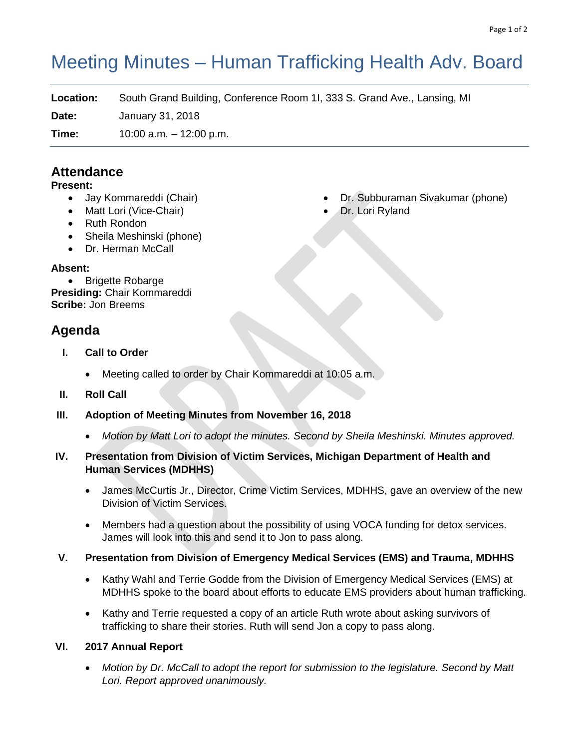# Meeting Minutes – Human Trafficking Health Adv. Board

**Location:** South Grand Building, Conference Room 1I, 333 S. Grand Ave., Lansing, MI

**Date:** January 31, 2018

**Time:** 10:00 a.m. – 12:00 p.m.

## Attendance

**Present:**

- Jay Kommareddi (Chair)
- Matt Lori (Vice-Chair)
- Ruth Rondon
- Sheila Meshinski (phone)
- Dr. Herman McCall
- Dr. Subburaman Sivakumar (phone)
- Dr. Lori Ryland

**Absent:**

- Brigette Robarge

**Presiding:** Chair Kommareddi
**Scribe:** Jon Breems

## Agenda

**I. Call to Order**

- Meeting called to order by Chair Kommareddi at 10:05 a.m.

**II. Roll Call**

**III. Adoption of Meeting Minutes from November 16, 2018**

- *Motion by Matt Lori to adopt the minutes. Second by Sheila Meshinski. Minutes approved.*

**IV. Presentation from Division of Victim Services, Michigan Department of Health and Human Services (MDHHS)**

- James McCurtis Jr., Director, Crime Victim Services, MDHHS, gave an overview of the new Division of Victim Services.
- Members had a question about the possibility of using VOCA funding for detox services. James will look into this and send it to Jon to pass along.

**V. Presentation from Division of Emergency Medical Services (EMS) and Trauma, MDHHS**

- Kathy Wahl and Terrie Godde from the Division of Emergency Medical Services (EMS) at MDHHS spoke to the board about efforts to educate EMS providers about human trafficking.
- Kathy and Terrie requested a copy of an article Ruth wrote about asking survivors of trafficking to share their stories. Ruth will send Jon a copy to pass along.

**VI. 2017 Annual Report**

- *Motion by Dr. McCall to adopt the report for submission to the legislature. Second by Matt Lori. Report approved unanimously.*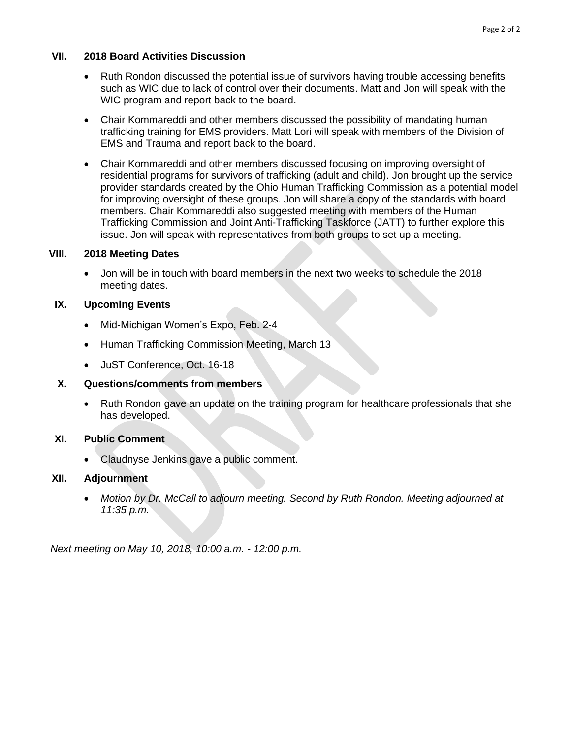## VII. 2018 Board Activities Discussion

- Ruth Rondon discussed the potential issue of survivors having trouble accessing benefits such as WIC due to lack of control over their documents. Matt and Jon will speak with the WIC program and report back to the board.
- Chair Kommareddi and other members discussed the possibility of mandating human trafficking training for EMS providers. Matt Lori will speak with members of the Division of EMS and Trauma and report back to the board.
- Chair Kommareddi and other members discussed focusing on improving oversight of residential programs for survivors of trafficking (adult and child). Jon brought up the service provider standards created by the Ohio Human Trafficking Commission as a potential model for improving oversight of these groups. Jon will share a copy of the standards with board members. Chair Kommareddi also suggested meeting with members of the Human Trafficking Commission and Joint Anti-Trafficking Taskforce (JATT) to further explore this issue. Jon will speak with representatives from both groups to set up a meeting.

## VIII. 2018 Meeting Dates

- Jon will be in touch with board members in the next two weeks to schedule the 2018 meeting dates.

## IX. Upcoming Events

- Mid-Michigan Women's Expo, Feb. 2-4
- Human Trafficking Commission Meeting, March 13
- JuST Conference, Oct. 16-18

## X. Questions/comments from members

- Ruth Rondon gave an update on the training program for healthcare professionals that she has developed.

## XI. Public Comment

- Claudnyse Jenkins gave a public comment.

## XII. Adjournment

- *Motion by Dr. McCall to adjourn meeting. Second by Ruth Rondon. Meeting adjourned at 11:35 p.m.*

*Next meeting on May 10, 2018, 10:00 a.m. - 12:00 p.m.*